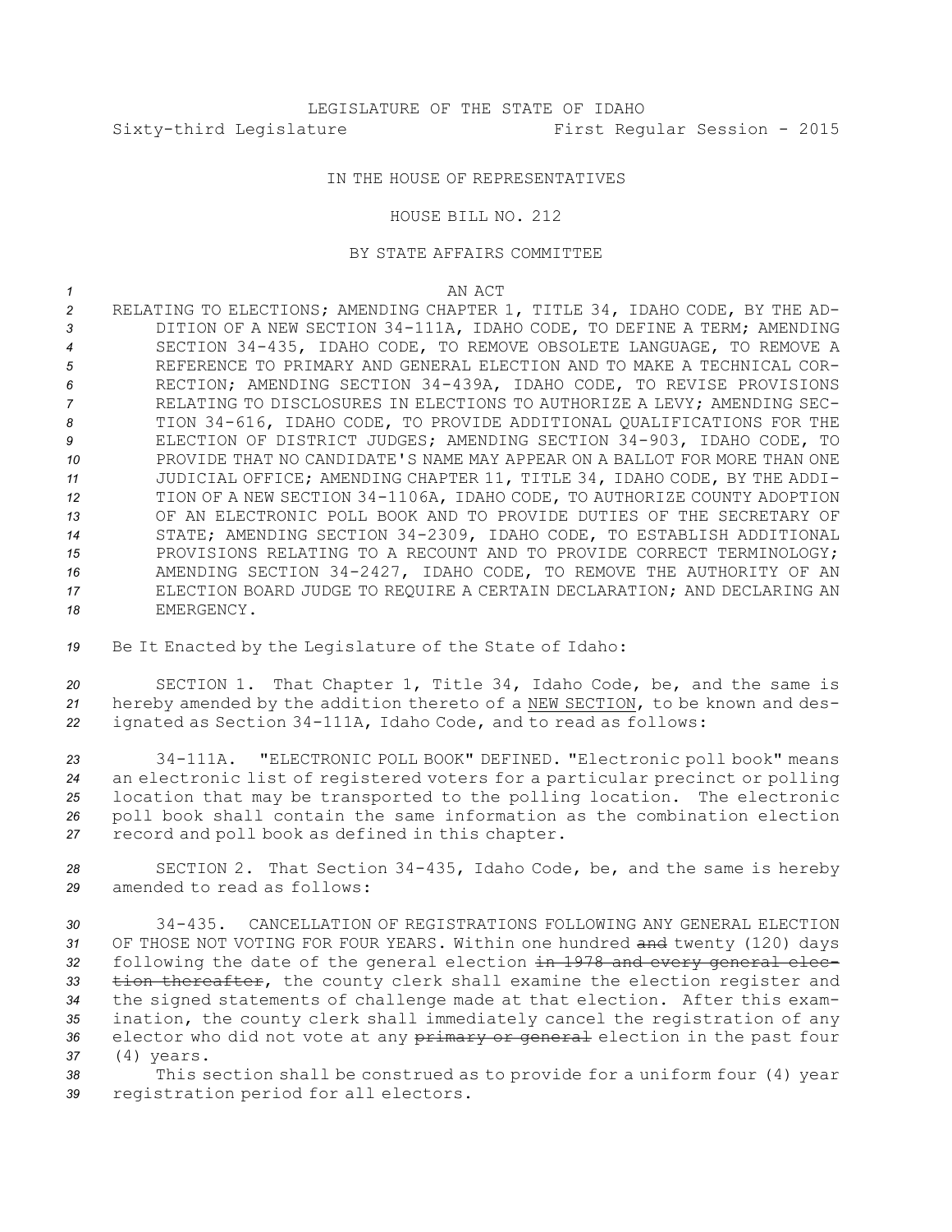LEGISLATURE OF THE STATE OF IDAHO
Sixty-third Legislature First Regular Session - 2015

IN THE HOUSE OF REPRESENTATIVES

HOUSE BILL NO. 212

BY STATE AFFAIRS COMMITTEE

AN ACT

RELATING TO ELECTIONS; AMENDING CHAPTER 1, TITLE 34, IDAHO CODE, BY THE ADDITION OF A NEW SECTION 34-111A, IDAHO CODE, TO DEFINE A TERM; AMENDING SECTION 34-435, IDAHO CODE, TO REMOVE OBSOLETE LANGUAGE, TO REMOVE A REFERENCE TO PRIMARY AND GENERAL ELECTION AND TO MAKE A TECHNICAL CORRECTION; AMENDING SECTION 34-439A, IDAHO CODE, TO REVISE PROVISIONS RELATING TO DISCLOSURES IN ELECTIONS TO AUTHORIZE A LEVY; AMENDING SECTION 34-616, IDAHO CODE, TO PROVIDE ADDITIONAL QUALIFICATIONS FOR THE ELECTION OF DISTRICT JUDGES; AMENDING SECTION 34-903, IDAHO CODE, TO PROVIDE THAT NO CANDIDATE'S NAME MAY APPEAR ON A BALLOT FOR MORE THAN ONE JUDICIAL OFFICE; AMENDING CHAPTER 11, TITLE 34, IDAHO CODE, BY THE ADDITION OF A NEW SECTION 34-1106A, IDAHO CODE, TO AUTHORIZE COUNTY ADOPTION OF AN ELECTRONIC POLL BOOK AND TO PROVIDE DUTIES OF THE SECRETARY OF STATE; AMENDING SECTION 34-2309, IDAHO CODE, TO ESTABLISH ADDITIONAL PROVISIONS RELATING TO A RECOUNT AND TO PROVIDE CORRECT TERMINOLOGY; AMENDING SECTION 34-2427, IDAHO CODE, TO REMOVE THE AUTHORITY OF AN ELECTION BOARD JUDGE TO REQUIRE A CERTAIN DECLARATION; AND DECLARING AN EMERGENCY.

Be It Enacted by the Legislature of the State of Idaho:

SECTION 1. That Chapter 1, Title 34, Idaho Code, be, and the same is hereby amended by the addition thereto of a NEW SECTION, to be known and designated as Section 34-111A, Idaho Code, and to read as follows:

34-111A. "ELECTRONIC POLL BOOK" DEFINED. "Electronic poll book" means an electronic list of registered voters for a particular precinct or polling location that may be transported to the polling location. The electronic poll book shall contain the same information as the combination election record and poll book as defined in this chapter.

SECTION 2. That Section 34-435, Idaho Code, be, and the same is hereby amended to read as follows:

34-435. CANCELLATION OF REGISTRATIONS FOLLOWING ANY GENERAL ELECTION OF THOSE NOT VOTING FOR FOUR YEARS. Within one hundred ~~and~~ twenty (120) days following the date of the general election ~~in 1978 and every general election thereafter~~, the county clerk shall examine the election register and the signed statements of challenge made at that election. After this examination, the county clerk shall immediately cancel the registration of any elector who did not vote at any ~~primary or general~~ election in the past four (4) years.

This section shall be construed as to provide for a uniform four (4) year registration period for all electors.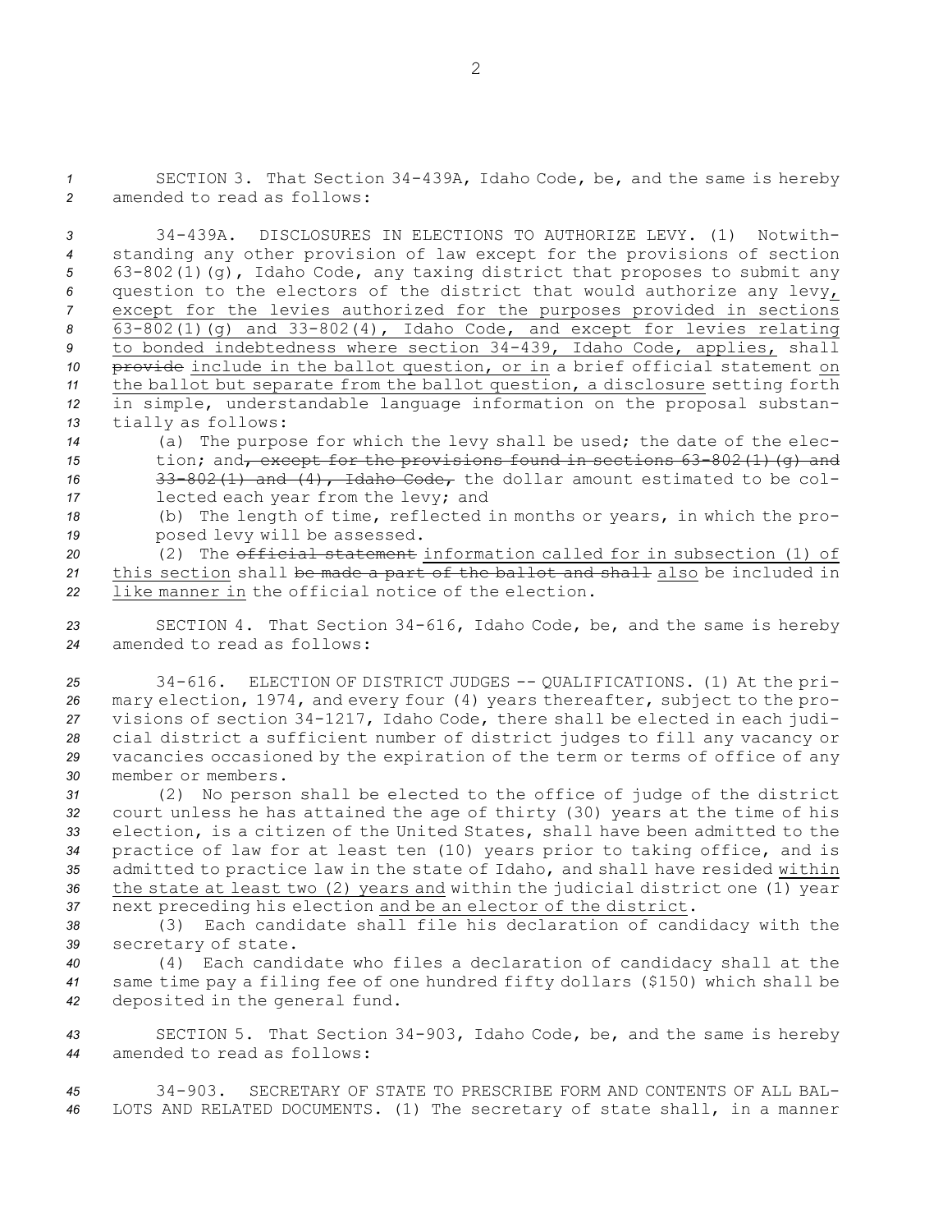SECTION 3. That Section 34-439A, Idaho Code, be, and the same is hereby amended to read as follows:

34-439A. DISCLOSURES IN ELECTIONS TO AUTHORIZE LEVY. (1) Notwithstanding any other provision of law except for the provisions of section 63-802(1)(g), Idaho Code, any taxing district that proposes to submit any question to the electors of the district that would authorize any levy, except for the levies authorized for the purposes provided in sections 63-802(1)(g) and 33-802(4), Idaho Code, and except for levies relating to bonded indebtedness where section 34-439, Idaho Code, applies, shall ~~provide~~ include in the ballot question, or in a brief official statement on the ballot but separate from the ballot question, a disclosure setting forth in simple, understandable language information on the proposal substantially as follows:

(a) The purpose for which the levy shall be used; the date of the election; and~~, except for the provisions found in sections 63-802(1)(g) and 33-802(1) and (4), Idaho Code,~~ the dollar amount estimated to be collected each year from the levy; and

(b) The length of time, reflected in months or years, in which the proposed levy will be assessed.

(2) The ~~official statement~~ information called for in subsection (1) of this section shall ~~be made a part of the ballot and shall~~ also be included in like manner in the official notice of the election.

SECTION 4. That Section 34-616, Idaho Code, be, and the same is hereby amended to read as follows:

34-616. ELECTION OF DISTRICT JUDGES -- QUALIFICATIONS. (1) At the primary election, 1974, and every four (4) years thereafter, subject to the provisions of section 34-1217, Idaho Code, there shall be elected in each judicial district a sufficient number of district judges to fill any vacancy or vacancies occasioned by the expiration of the term or terms of office of any member or members.

(2) No person shall be elected to the office of judge of the district court unless he has attained the age of thirty (30) years at the time of his election, is a citizen of the United States, shall have been admitted to the practice of law for at least ten (10) years prior to taking office, and is admitted to practice law in the state of Idaho, and shall have resided within the state at least two (2) years and within the judicial district one (1) year next preceding his election and be an elector of the district.

(3) Each candidate shall file his declaration of candidacy with the secretary of state.

(4) Each candidate who files a declaration of candidacy shall at the same time pay a filing fee of one hundred fifty dollars ($150) which shall be deposited in the general fund.

SECTION 5. That Section 34-903, Idaho Code, be, and the same is hereby amended to read as follows:

34-903. SECRETARY OF STATE TO PRESCRIBE FORM AND CONTENTS OF ALL BALLOTS AND RELATED DOCUMENTS. (1) The secretary of state shall, in a manner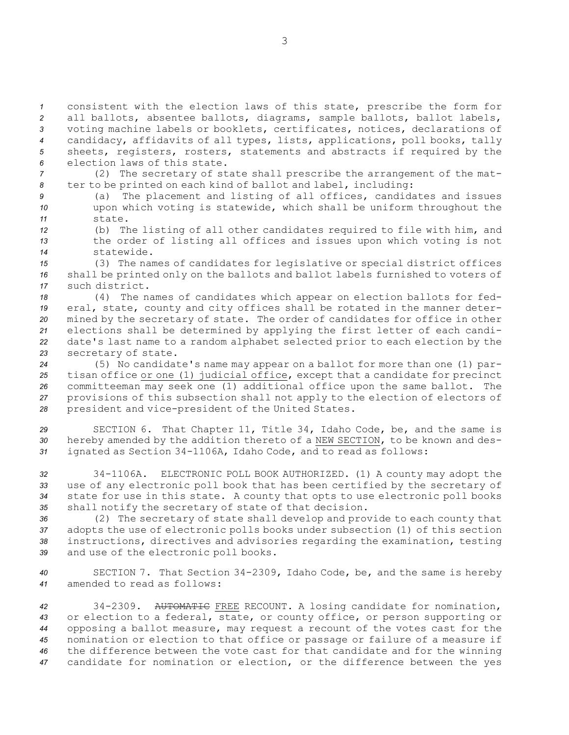consistent with the election laws of this state, prescribe the form for all ballots, absentee ballots, diagrams, sample ballots, ballot labels, voting machine labels or booklets, certificates, notices, declarations of candidacy, affidavits of all types, lists, applications, poll books, tally sheets, registers, rosters, statements and abstracts if required by the election laws of this state.

(2) The secretary of state shall prescribe the arrangement of the matter to be printed on each kind of ballot and label, including:

(a) The placement and listing of all offices, candidates and issues upon which voting is statewide, which shall be uniform throughout the state.

(b) The listing of all other candidates required to file with him, and the order of listing all offices and issues upon which voting is not statewide.

(3) The names of candidates for legislative or special district offices shall be printed only on the ballots and ballot labels furnished to voters of such district.

(4) The names of candidates which appear on election ballots for federal, state, county and city offices shall be rotated in the manner determined by the secretary of state. The order of candidates for office in other elections shall be determined by applying the first letter of each candidate's last name to a random alphabet selected prior to each election by the secretary of state.

(5) No candidate's name may appear on a ballot for more than one (1) partisan office <u>or one (1) judicial office</u>, except that a candidate for precinct committeeman may seek one (1) additional office upon the same ballot. The provisions of this subsection shall not apply to the election of electors of president and vice-president of the United States.

SECTION 6. That Chapter 11, Title 34, Idaho Code, be, and the same is hereby amended by the addition thereto of a <u>NEW SECTION</u>, to be known and designated as Section 34-1106A, Idaho Code, and to read as follows:

<u>34-1106A. ELECTRONIC POLL BOOK AUTHORIZED. (1) A county may adopt the use of any electronic poll book that has been certified by the secretary of state for use in this state. A county that opts to use electronic poll books shall notify the secretary of state of that decision.</u>

<u>(2) The secretary of state shall develop and provide to each county that adopts the use of electronic polls books under subsection (1) of this section instructions, directives and advisories regarding the examination, testing and use of the electronic poll books.</u>

SECTION 7. That Section 34-2309, Idaho Code, be, and the same is hereby amended to read as follows:

34-2309. ~~AUTOMATIC~~ <u>FREE</u> RECOUNT. A losing candidate for nomination, or election to a federal, state, or county office, or person supporting or opposing a ballot measure, may request a recount of the votes cast for the nomination or election to that office or passage or failure of a measure if the difference between the vote cast for that candidate and for the winning candidate for nomination or election, or the difference between the yes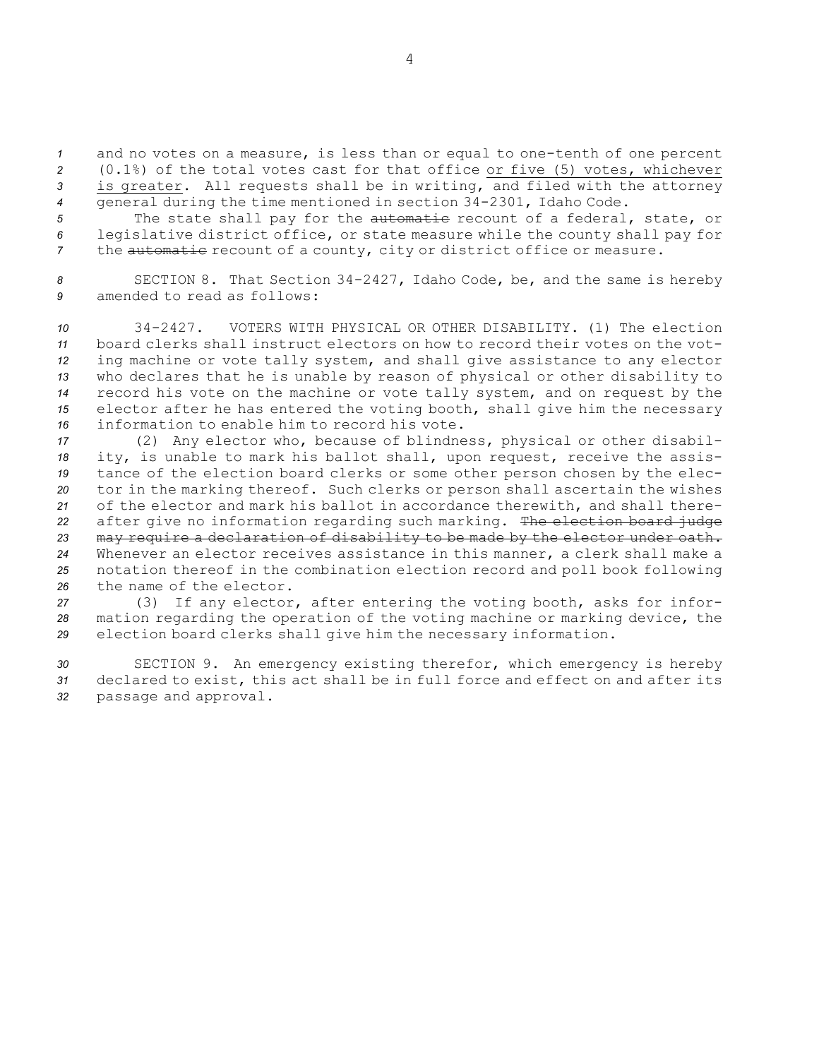and no votes on a measure, is less than or equal to one-tenth of one percent (0.1%) of the total votes cast for that office <u>or five (5) votes, whichever is greater</u>. All requests shall be in writing, and filed with the attorney general during the time mentioned in section 34-2301, Idaho Code.

The state shall pay for the ~~automatic~~ recount of a federal, state, or legislative district office, or state measure while the county shall pay for the ~~automatic~~ recount of a county, city or district office or measure.

SECTION 8. That Section 34-2427, Idaho Code, be, and the same is hereby amended to read as follows:

34-2427. VOTERS WITH PHYSICAL OR OTHER DISABILITY. (1) The election board clerks shall instruct electors on how to record their votes on the voting machine or vote tally system, and shall give assistance to any elector who declares that he is unable by reason of physical or other disability to record his vote on the machine or vote tally system, and on request by the elector after he has entered the voting booth, shall give him the necessary information to enable him to record his vote.

(2) Any elector who, because of blindness, physical or other disability, is unable to mark his ballot shall, upon request, receive the assistance of the election board clerks or some other person chosen by the elector in the marking thereof. Such clerks or person shall ascertain the wishes of the elector and mark his ballot in accordance therewith, and shall thereafter give no information regarding such marking. ~~The election board judge may require a declaration of disability to be made by the elector under oath.~~ Whenever an elector receives assistance in this manner, a clerk shall make a notation thereof in the combination election record and poll book following the name of the elector.

(3) If any elector, after entering the voting booth, asks for information regarding the operation of the voting machine or marking device, the election board clerks shall give him the necessary information.

SECTION 9. An emergency existing therefor, which emergency is hereby declared to exist, this act shall be in full force and effect on and after its passage and approval.